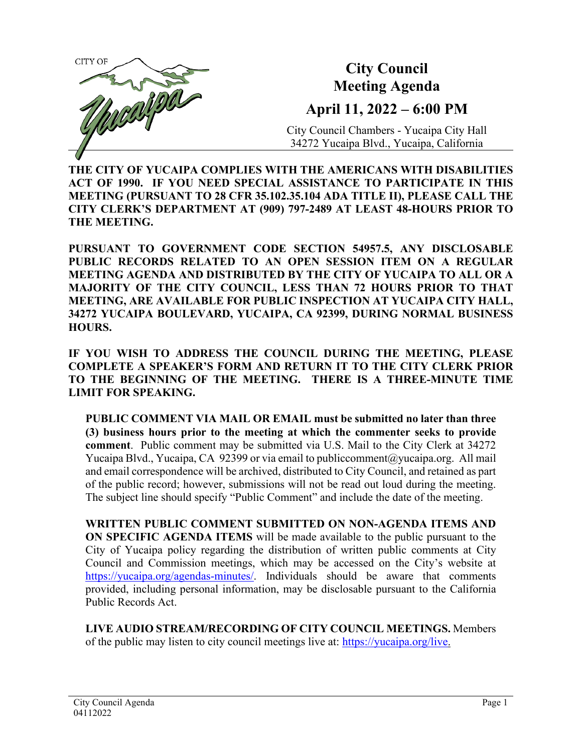CITY OF Yucaipa

# City Council Meeting Agenda

## April 11, 2022 – 6:00 PM

City Council Chambers - Yucaipa City Hall
34272 Yucaipa Blvd., Yucaipa, California

**THE CITY OF YUCAIPA COMPLIES WITH THE AMERICANS WITH DISABILITIES ACT OF 1990. IF YOU NEED SPECIAL ASSISTANCE TO PARTICIPATE IN THIS MEETING (PURSUANT TO 28 CFR 35.102.35.104 ADA TITLE II), PLEASE CALL THE CITY CLERK'S DEPARTMENT AT (909) 797-2489 AT LEAST 48-HOURS PRIOR TO THE MEETING.**

**PURSUANT TO GOVERNMENT CODE SECTION 54957.5, ANY DISCLOSABLE PUBLIC RECORDS RELATED TO AN OPEN SESSION ITEM ON A REGULAR MEETING AGENDA AND DISTRIBUTED BY THE CITY OF YUCAIPA TO ALL OR A MAJORITY OF THE CITY COUNCIL, LESS THAN 72 HOURS PRIOR TO THAT MEETING, ARE AVAILABLE FOR PUBLIC INSPECTION AT YUCAIPA CITY HALL, 34272 YUCAIPA BOULEVARD, YUCAIPA, CA 92399, DURING NORMAL BUSINESS HOURS.**

**IF YOU WISH TO ADDRESS THE COUNCIL DURING THE MEETING, PLEASE COMPLETE A SPEAKER'S FORM AND RETURN IT TO THE CITY CLERK PRIOR TO THE BEGINNING OF THE MEETING. THERE IS A THREE-MINUTE TIME LIMIT FOR SPEAKING.**

**PUBLIC COMMENT VIA MAIL OR EMAIL must be submitted no later than three (3) business hours prior to the meeting at which the commenter seeks to provide comment**. Public comment may be submitted via U.S. Mail to the City Clerk at 34272 Yucaipa Blvd., Yucaipa, CA 92399 or via email to publiccomment@yucaipa.org. All mail and email correspondence will be archived, distributed to City Council, and retained as part of the public record; however, submissions will not be read out loud during the meeting. The subject line should specify "Public Comment" and include the date of the meeting.

**WRITTEN PUBLIC COMMENT SUBMITTED ON NON-AGENDA ITEMS AND ON SPECIFIC AGENDA ITEMS** will be made available to the public pursuant to the City of Yucaipa policy regarding the distribution of written public comments at City Council and Commission meetings, which may be accessed on the City's website at https://yucaipa.org/agendas-minutes/. Individuals should be aware that comments provided, including personal information, may be disclosable pursuant to the California Public Records Act.

**LIVE AUDIO STREAM/RECORDING OF CITY COUNCIL MEETINGS.** Members of the public may listen to city council meetings live at: https://yucaipa.org/live.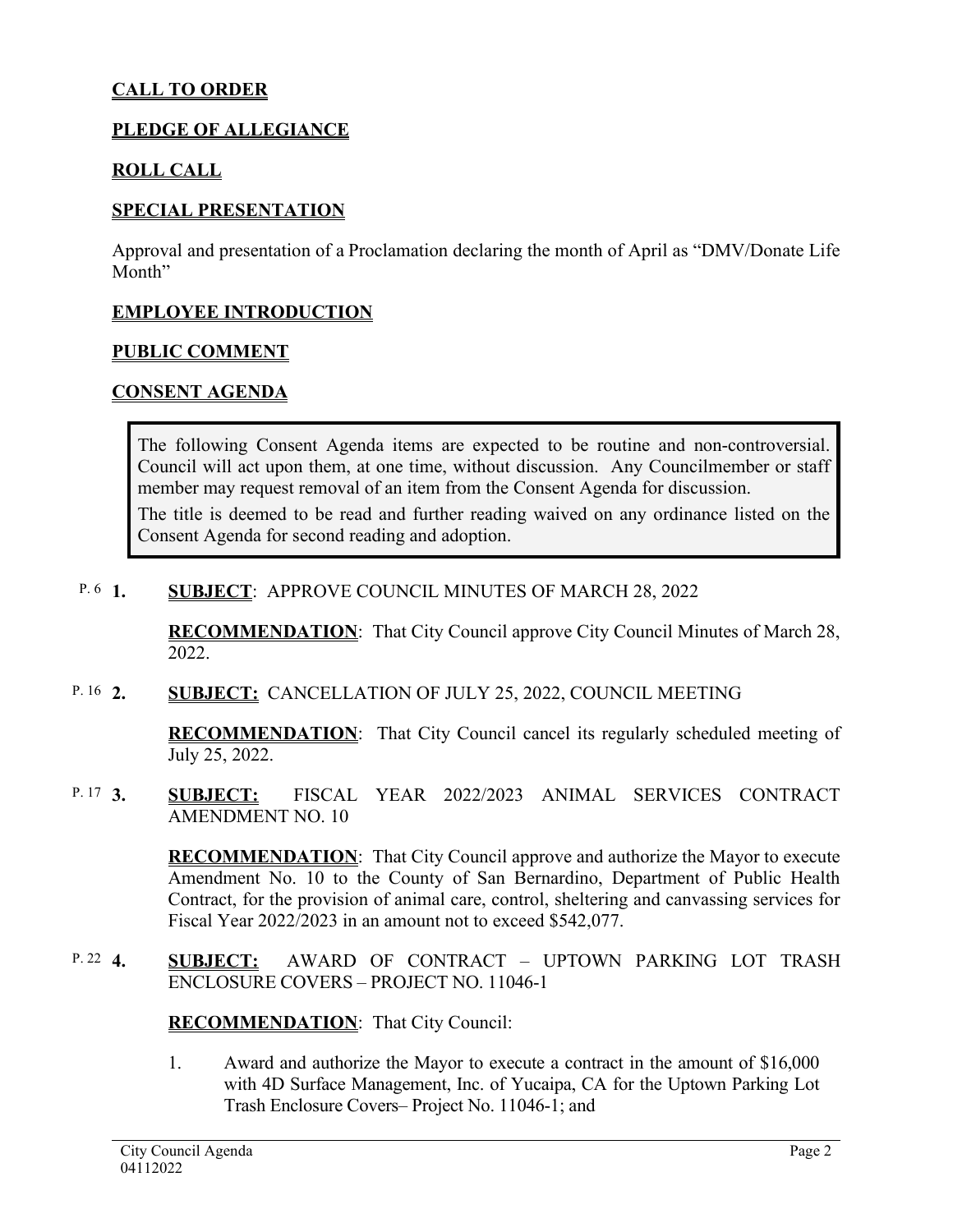## CALL TO ORDER

## PLEDGE OF ALLEGIANCE

## ROLL CALL

## SPECIAL PRESENTATION

Approval and presentation of a Proclamation declaring the month of April as "DMV/Donate Life Month"

## EMPLOYEE INTRODUCTION

## PUBLIC COMMENT

## CONSENT AGENDA

> The following Consent Agenda items are expected to be routine and non-controversial. Council will act upon them, at one time, without discussion. Any Councilmember or staff member may request removal of an item from the Consent Agenda for discussion.
>
> The title is deemed to be read and further reading waived on any ordinance listed on the Consent Agenda for second reading and adoption.

P. 6 **1.** **SUBJECT**: APPROVE COUNCIL MINUTES OF MARCH 28, 2022

**RECOMMENDATION**: That City Council approve City Council Minutes of March 28, 2022.

P. 16 **2.** **SUBJECT:** CANCELLATION OF JULY 25, 2022, COUNCIL MEETING

**RECOMMENDATION**: That City Council cancel its regularly scheduled meeting of July 25, 2022.

P. 17 **3.** **SUBJECT:** FISCAL YEAR 2022/2023 ANIMAL SERVICES CONTRACT AMENDMENT NO. 10

**RECOMMENDATION**: That City Council approve and authorize the Mayor to execute Amendment No. 10 to the County of San Bernardino, Department of Public Health Contract, for the provision of animal care, control, sheltering and canvassing services for Fiscal Year 2022/2023 in an amount not to exceed $542,077.

P. 22 **4.** **SUBJECT:** AWARD OF CONTRACT – UPTOWN PARKING LOT TRASH ENCLOSURE COVERS – PROJECT NO. 11046-1

**RECOMMENDATION**: That City Council:

1. Award and authorize the Mayor to execute a contract in the amount of $16,000 with 4D Surface Management, Inc. of Yucaipa, CA for the Uptown Parking Lot Trash Enclosure Covers– Project No. 11046-1; and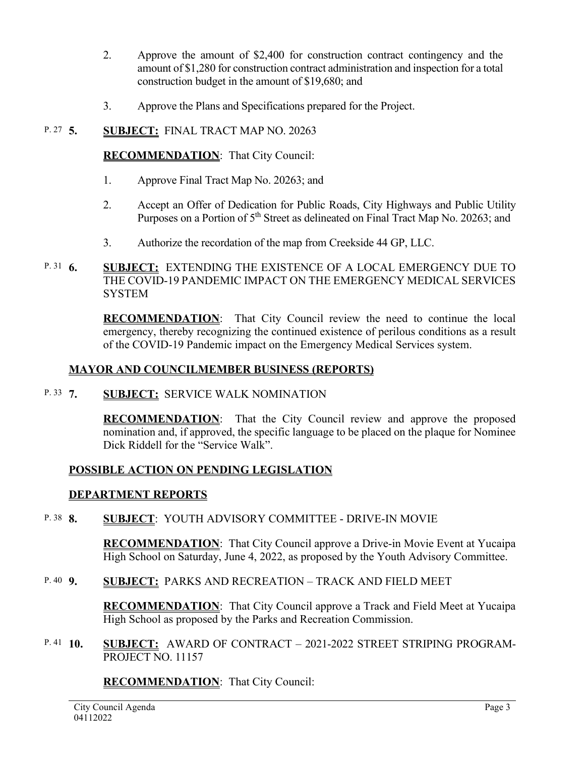2. Approve the amount of $2,400 for construction contract contingency and the amount of $1,280 for construction contract administration and inspection for a total construction budget in the amount of $19,680; and

3. Approve the Plans and Specifications prepared for the Project.

P. 27 **5. SUBJECT:** FINAL TRACT MAP NO. 20263

**RECOMMENDATION**: That City Council:

1. Approve Final Tract Map No. 20263; and

2. Accept an Offer of Dedication for Public Roads, City Highways and Public Utility Purposes on a Portion of 5th Street as delineated on Final Tract Map No. 20263; and

3. Authorize the recordation of the map from Creekside 44 GP, LLC.

P. 31 **6. SUBJECT:** EXTENDING THE EXISTENCE OF A LOCAL EMERGENCY DUE TO THE COVID-19 PANDEMIC IMPACT ON THE EMERGENCY MEDICAL SERVICES SYSTEM

**RECOMMENDATION**: That City Council review the need to continue the local emergency, thereby recognizing the continued existence of perilous conditions as a result of the COVID-19 Pandemic impact on the Emergency Medical Services system.

## MAYOR AND COUNCILMEMBER BUSINESS (REPORTS)

P. 33 **7. SUBJECT:** SERVICE WALK NOMINATION

**RECOMMENDATION**: That the City Council review and approve the proposed nomination and, if approved, the specific language to be placed on the plaque for Nominee Dick Riddell for the "Service Walk".

## POSSIBLE ACTION ON PENDING LEGISLATION

## DEPARTMENT REPORTS

P. 38 **8. SUBJECT**: YOUTH ADVISORY COMMITTEE - DRIVE-IN MOVIE

**RECOMMENDATION**: That City Council approve a Drive-in Movie Event at Yucaipa High School on Saturday, June 4, 2022, as proposed by the Youth Advisory Committee.

P. 40 **9. SUBJECT:** PARKS AND RECREATION – TRACK AND FIELD MEET

**RECOMMENDATION**: That City Council approve a Track and Field Meet at Yucaipa High School as proposed by the Parks and Recreation Commission.

P. 41 **10. SUBJECT:** AWARD OF CONTRACT – 2021-2022 STREET STRIPING PROGRAM-PROJECT NO. 11157

**RECOMMENDATION**: That City Council: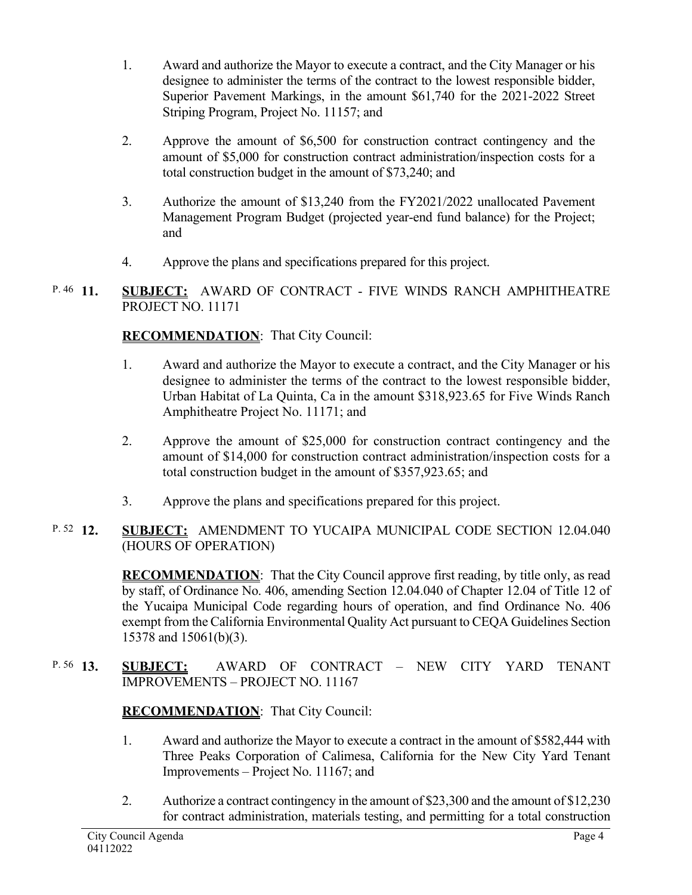1. Award and authorize the Mayor to execute a contract, and the City Manager or his designee to administer the terms of the contract to the lowest responsible bidder, Superior Pavement Markings, in the amount $61,740 for the 2021-2022 Street Striping Program, Project No. 11157; and

2. Approve the amount of $6,500 for construction contract contingency and the amount of $5,000 for construction contract administration/inspection costs for a total construction budget in the amount of $73,240; and

3. Authorize the amount of $13,240 from the FY2021/2022 unallocated Pavement Management Program Budget (projected year-end fund balance) for the Project; and

4. Approve the plans and specifications prepared for this project.

P. 46 **11.** **SUBJECT:** AWARD OF CONTRACT - FIVE WINDS RANCH AMPHITHEATRE PROJECT NO. 11171

**RECOMMENDATION**: That City Council:

1. Award and authorize the Mayor to execute a contract, and the City Manager or his designee to administer the terms of the contract to the lowest responsible bidder, Urban Habitat of La Quinta, Ca in the amount $318,923.65 for Five Winds Ranch Amphitheatre Project No. 11171; and

2. Approve the amount of $25,000 for construction contract contingency and the amount of $14,000 for construction contract administration/inspection costs for a total construction budget in the amount of $357,923.65; and

3. Approve the plans and specifications prepared for this project.

P. 52 **12.** **SUBJECT:** AMENDMENT TO YUCAIPA MUNICIPAL CODE SECTION 12.04.040 (HOURS OF OPERATION)

**RECOMMENDATION**: That the City Council approve first reading, by title only, as read by staff, of Ordinance No. 406, amending Section 12.04.040 of Chapter 12.04 of Title 12 of the Yucaipa Municipal Code regarding hours of operation, and find Ordinance No. 406 exempt from the California Environmental Quality Act pursuant to CEQA Guidelines Section 15378 and 15061(b)(3).

P. 56 **13.** **SUBJECT:** AWARD OF CONTRACT – NEW CITY YARD TENANT IMPROVEMENTS – PROJECT NO. 11167

**RECOMMENDATION**: That City Council:

1. Award and authorize the Mayor to execute a contract in the amount of $582,444 with Three Peaks Corporation of Calimesa, California for the New City Yard Tenant Improvements – Project No. 11167; and

2. Authorize a contract contingency in the amount of $23,300 and the amount of $12,230 for contract administration, materials testing, and permitting for a total construction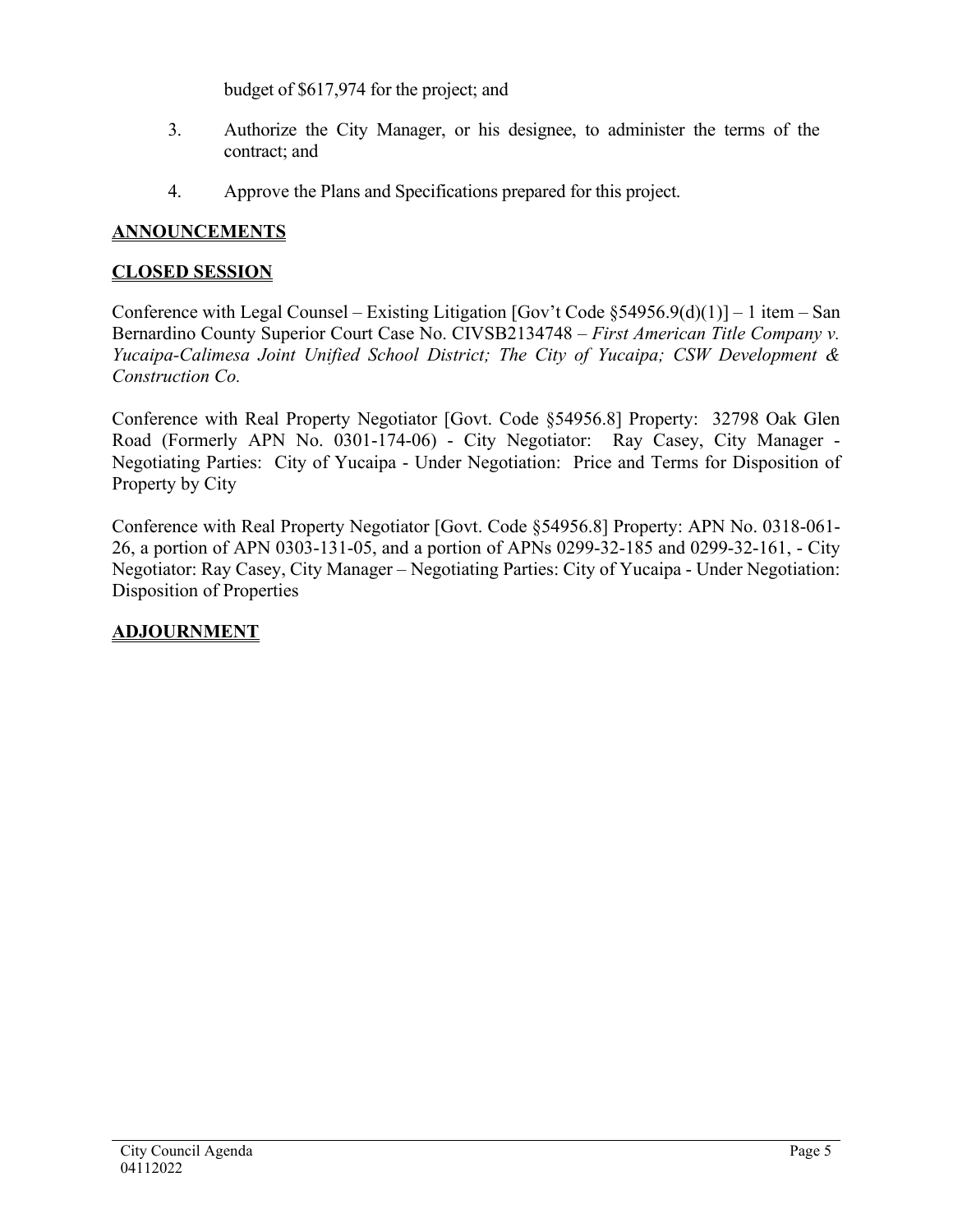budget of $617,974 for the project; and

3. Authorize the City Manager, or his designee, to administer the terms of the contract; and

4. Approve the Plans and Specifications prepared for this project.

## ANNOUNCEMENTS

## CLOSED SESSION

Conference with Legal Counsel – Existing Litigation [Gov't Code §54956.9(d)(1)] – 1 item – San Bernardino County Superior Court Case No. CIVSB2134748 – *First American Title Company v. Yucaipa-Calimesa Joint Unified School District; The City of Yucaipa; CSW Development & Construction Co.*

Conference with Real Property Negotiator [Govt. Code §54956.8] Property: 32798 Oak Glen Road (Formerly APN No. 0301-174-06) - City Negotiator: Ray Casey, City Manager - Negotiating Parties: City of Yucaipa - Under Negotiation: Price and Terms for Disposition of Property by City

Conference with Real Property Negotiator [Govt. Code §54956.8] Property: APN No. 0318-061-26, a portion of APN 0303-131-05, and a portion of APNs 0299-32-185 and 0299-32-161, - City Negotiator: Ray Casey, City Manager – Negotiating Parties: City of Yucaipa - Under Negotiation: Disposition of Properties

## ADJOURNMENT